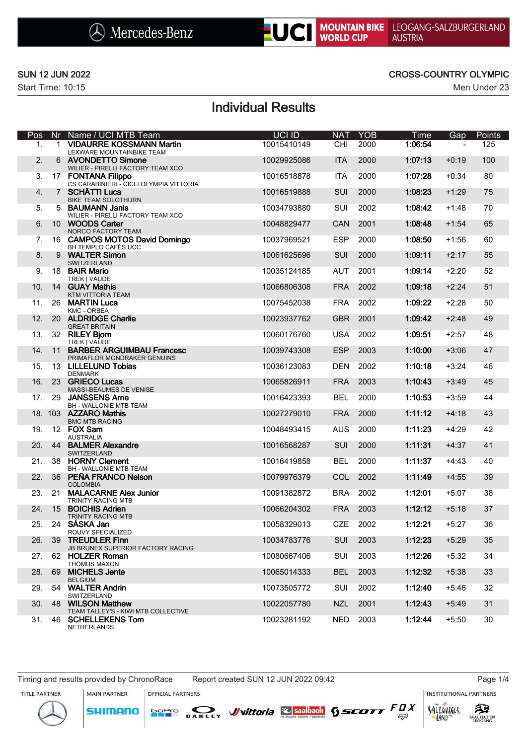Mercedes-Benz | UCI MOUNTAIN BIKE WORLD CUP | LEOGANG-SALZBURGERLAND AUSTRIA

SUN 12 JUN 2022 — CROSS-COUNTRY OLYMPIC

Start Time: 10:15 — Men Under 23

# Individual Results

| Pos | Nr | Name / UCI MTB Team | UCI ID | NAT | YOB | Time | Gap | Points |
|---|---|---|---|---|---|---|---|---|
| 1. | 1 | **VIDAURRE KOSSMANN Martin**<br>LEXWARE MOUNTAINBIKE TEAM | 10015410149 | CHI | 2000 | **1:06:54** | - | 125 |
| 2. | 6 | **AVONDETTO Simone**<br>WILIER - PIRELLI FACTORY TEAM XCO | 10029925086 | ITA | 2000 | **1:07:13** | +0:19 | 100 |
| 3. | 17 | **FONTANA Filippo**<br>CS CARABINIERI - CICLI OLYMPIA VITTORIA | 10016518878 | ITA | 2000 | **1:07:28** | +0:34 | 80 |
| 4. | 7 | **SCHÄTTI Luca**<br>BIKE TEAM SOLOTHURN | 10016519888 | SUI | 2000 | **1:08:23** | +1:29 | 75 |
| 5. | 5 | **BAUMANN Janis**<br>WILIER - PIRELLI FACTORY TEAM XCO | 10034793880 | SUI | 2002 | **1:08:42** | +1:48 | 70 |
| 6. | 10 | **WOODS Carter**<br>NORCO FACTORY TEAM | 10048829477 | CAN | 2001 | **1:08:48** | +1:54 | 65 |
| 7. | 16 | **CAMPOS MOTOS David Domingo**<br>BH TEMPLO CAFÉS UCC | 10037969521 | ESP | 2000 | **1:08:50** | +1:56 | 60 |
| 8. | 9 | **WALTER Simon**<br>SWITZERLAND | 10061625696 | SUI | 2000 | **1:09:11** | +2:17 | 55 |
| 9. | 18 | **BAIR Mario**<br>TREK \| VAUDE | 10035124185 | AUT | 2001 | **1:09:14** | +2:20 | 52 |
| 10. | 14 | **GUAY Mathis**<br>KTM VITTORIA TEAM | 10066806308 | FRA | 2002 | **1:09:18** | +2:24 | 51 |
| 11. | 26 | **MARTIN Luca**<br>KMC - ORBEA | 10075452038 | FRA | 2002 | **1:09:22** | +2:28 | 50 |
| 12. | 20 | **ALDRIDGE Charlie**<br>GREAT BRITAIN | 10023937762 | GBR | 2001 | **1:09:42** | +2:48 | 49 |
| 13. | 32 | **RILEY Bjorn**<br>TREK \| VAUDE | 10060176760 | USA | 2002 | **1:09:51** | +2:57 | 48 |
| 14. | 11 | **BARBER ARGUIMBAU Francesc**<br>PRIMAFLOR MONDRAKER GENUINS | 10039743308 | ESP | 2003 | **1:10:00** | +3:06 | 47 |
| 15. | 13 | **LILLELUND Tobias**<br>DENMARK | 10036123083 | DEN | 2002 | **1:10:18** | +3:24 | 46 |
| 16. | 23 | **GRIECO Lucas**<br>MASSI-BEAUMES DE VENISE | 10065826911 | FRA | 2003 | **1:10:43** | +3:49 | 45 |
| 17. | 29 | **JANSSENS Arne**<br>BH - WALLONIE MTB TEAM | 10016423393 | BEL | 2000 | **1:10:53** | +3:59 | 44 |
| 18. | 103 | **AZZARO Mathis**<br>BMC MTB RACING | 10027279010 | FRA | 2000 | **1:11:12** | +4:18 | 43 |
| 19. | 12 | **FOX Sam**<br>AUSTRALIA | 10048493415 | AUS | 2000 | **1:11:23** | +4:29 | 42 |
| 20. | 44 | **BALMER Alexandre**<br>SWITZERLAND | 10016568287 | SUI | 2000 | **1:11:31** | +4:37 | 41 |
| 21. | 38 | **HORNY Clement**<br>BH - WALLONIE MTB TEAM | 10016419858 | BEL | 2000 | **1:11:37** | +4:43 | 40 |
| 22. | 36 | **PEÑA FRANCO Nelson**<br>COLOMBIA | 10079976379 | COL | 2002 | **1:11:49** | +4:55 | 39 |
| 23. | 21 | **MALACARNE Alex Junior**<br>TRINITY RACING MTB | 10091382872 | BRA | 2002 | **1:12:01** | +5:07 | 38 |
| 24. | 15 | **BOICHIS Adrien**<br>TRINITY RACING MTB | 10066204302 | FRA | 2003 | **1:12:12** | +5:18 | 37 |
| 25. | 24 | **SÁSKA Jan**<br>ROUVY SPECIALIZED | 10058329013 | CZE | 2002 | **1:12:21** | +5:27 | 36 |
| 26. | 39 | **TREUDLER Finn**<br>JB BRUNEX SUPERIOR FACTORY RACING | 10034783776 | SUI | 2003 | **1:12:23** | +5:29 | 35 |
| 27. | 62 | **HOLZER Roman**<br>THÖMUS MAXON | 10080667406 | SUI | 2003 | **1:12:26** | +5:32 | 34 |
| 28. | 69 | **MICHELS Jente**<br>BELGIUM | 10065014333 | BEL | 2003 | **1:12:32** | +5:38 | 33 |
| 29. | 54 | **WALTER Andrin**<br>SWITZERLAND | 10073505772 | SUI | 2002 | **1:12:40** | +5:46 | 32 |
| 30. | 48 | **WILSON Matthew**<br>TEAM TALLEY'S - KIWI MTB COLLECTIVE | 10022057780 | NZL | 2001 | **1:12:43** | +5:49 | 31 |
| 31. | 46 | **SCHELLEKENS Tom**<br>NETHERLANDS | 10023281192 | NED | 2003 | **1:12:44** | +5:50 | 30 |

Timing and results provided by ChronoRace — Report created SUN 12 JUN 2022 09:42

TITLE PARTNER | MAIN PARTNER | OFFICIAL PARTNERS | INSTITUTIONAL PARTNERS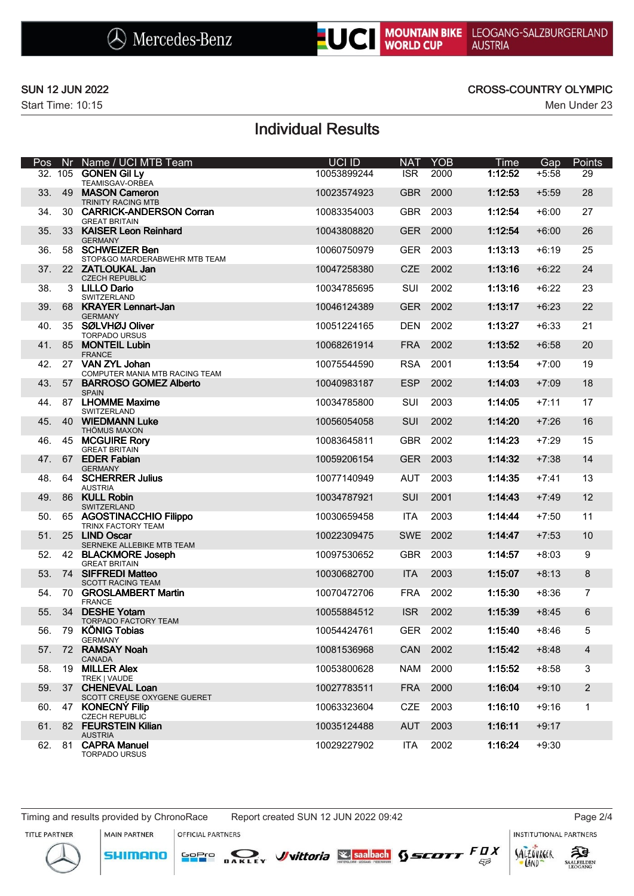SUN 12 JUN 2022

Start Time: 10:15

CROSS-COUNTRY OLYMPIC

Men Under 23

# Individual Results

| Pos | Nr | Name / UCI MTB Team | UCI ID | NAT | YOB | Time | Gap | Points |
|---|---|---|---|---|---|---|---|---|
| 32. | 105 | **GONEN Gil Ly**<br>TEAMISGAV-ORBEA | 10053899244 | ISR | 2000 | **1:12:52** | +5:58 | 29 |
| 33. | 49 | **MASON Cameron**<br>TRINITY RACING MTB | 10023574923 | GBR | 2000 | **1:12:53** | +5:59 | 28 |
| 34. | 30 | **CARRICK-ANDERSON Corran**<br>GREAT BRITAIN | 10083354003 | GBR | 2003 | **1:12:54** | +6:00 | 27 |
| 35. | 33 | **KAISER Leon Reinhard**<br>GERMANY | 10043808820 | GER | 2000 | **1:12:54** | +6:00 | 26 |
| 36. | 58 | **SCHWEIZER Ben**<br>STOP&GO MARDERABWEHR MTB TEAM | 10060750979 | GER | 2003 | **1:13:13** | +6:19 | 25 |
| 37. | 22 | **ZATLOUKAL Jan**<br>CZECH REPUBLIC | 10047258380 | CZE | 2002 | **1:13:16** | +6:22 | 24 |
| 38. | 3 | **LILLO Dario**<br>SWITZERLAND | 10034785695 | SUI | 2002 | **1:13:16** | +6:22 | 23 |
| 39. | 68 | **KRAYER Lennart-Jan**<br>GERMANY | 10046124389 | GER | 2002 | **1:13:17** | +6:23 | 22 |
| 40. | 35 | **SØLVHØJ Oliver**<br>TORPADO URSUS | 10051224165 | DEN | 2002 | **1:13:27** | +6:33 | 21 |
| 41. | 85 | **MONTEIL Lubin**<br>FRANCE | 10068261914 | FRA | 2002 | **1:13:52** | +6:58 | 20 |
| 42. | 27 | **VAN ZYL Johan**<br>COMPUTER MANIA MTB RACING TEAM | 10075544590 | RSA | 2001 | **1:13:54** | +7:00 | 19 |
| 43. | 57 | **BARROSO GOMEZ Alberto**<br>SPAIN | 10040983187 | ESP | 2002 | **1:14:03** | +7:09 | 18 |
| 44. | 87 | **LHOMME Maxime**<br>SWITZERLAND | 10034785800 | SUI | 2003 | **1:14:05** | +7:11 | 17 |
| 45. | 40 | **WIEDMANN Luke**<br>THÖMUS MAXON | 10056054058 | SUI | 2002 | **1:14:20** | +7:26 | 16 |
| 46. | 45 | **MCGUIRE Rory**<br>GREAT BRITAIN | 10083645811 | GBR | 2002 | **1:14:23** | +7:29 | 15 |
| 47. | 67 | **EDER Fabian**<br>GERMANY | 10059206154 | GER | 2003 | **1:14:32** | +7:38 | 14 |
| 48. | 64 | **SCHERRER Julius**<br>AUSTRIA | 10077140949 | AUT | 2003 | **1:14:35** | +7:41 | 13 |
| 49. | 86 | **KULL Robin**<br>SWITZERLAND | 10034787921 | SUI | 2001 | **1:14:43** | +7:49 | 12 |
| 50. | 65 | **AGOSTINACCHIO Filippo**<br>TRINX FACTORY TEAM | 10030659458 | ITA | 2003 | **1:14:44** | +7:50 | 11 |
| 51. | 25 | **LIND Oscar**<br>SERNEKE ALLEBIKE MTB TEAM | 10022309475 | SWE | 2002 | **1:14:47** | +7:53 | 10 |
| 52. | 42 | **BLACKMORE Joseph**<br>GREAT BRITAIN | 10097530652 | GBR | 2003 | **1:14:57** | +8:03 | 9 |
| 53. | 74 | **SIFFREDI Matteo**<br>SCOTT RACING TEAM | 10030682700 | ITA | 2003 | **1:15:07** | +8:13 | 8 |
| 54. | 70 | **GROSLAMBERT Martin**<br>FRANCE | 10070472706 | FRA | 2002 | **1:15:30** | +8:36 | 7 |
| 55. | 34 | **DESHE Yotam**<br>TORPADO FACTORY TEAM | 10055884512 | ISR | 2002 | **1:15:39** | +8:45 | 6 |
| 56. | 79 | **KÖNIG Tobias**<br>GERMANY | 10054424761 | GER | 2002 | **1:15:40** | +8:46 | 5 |
| 57. | 72 | **RAMSAY Noah**<br>CANADA | 10081536968 | CAN | 2002 | **1:15:42** | +8:48 | 4 |
| 58. | 19 | **MILLER Alex**<br>TREK \| VAUDE | 10053800628 | NAM | 2000 | **1:15:52** | +8:58 | 3 |
| 59. | 37 | **CHENEVAL Loan**<br>SCOTT CREUSE OXYGENE GUERET | 10027783511 | FRA | 2000 | **1:16:04** | +9:10 | 2 |
| 60. | 47 | **KONECNÝ Filip**<br>CZECH REPUBLIC | 10063323604 | CZE | 2003 | **1:16:10** | +9:16 | 1 |
| 61. | 82 | **FEURSTEIN Kilian**<br>AUSTRIA | 10035124488 | AUT | 2003 | **1:16:11** | +9:17 | |
| 62. | 81 | **CAPRA Manuel**<br>TORPADO URSUS | 10029227902 | ITA | 2002 | **1:16:24** | +9:30 | |

Timing and results provided by ChronoRace    Report created SUN 12 JUN 2022 09:42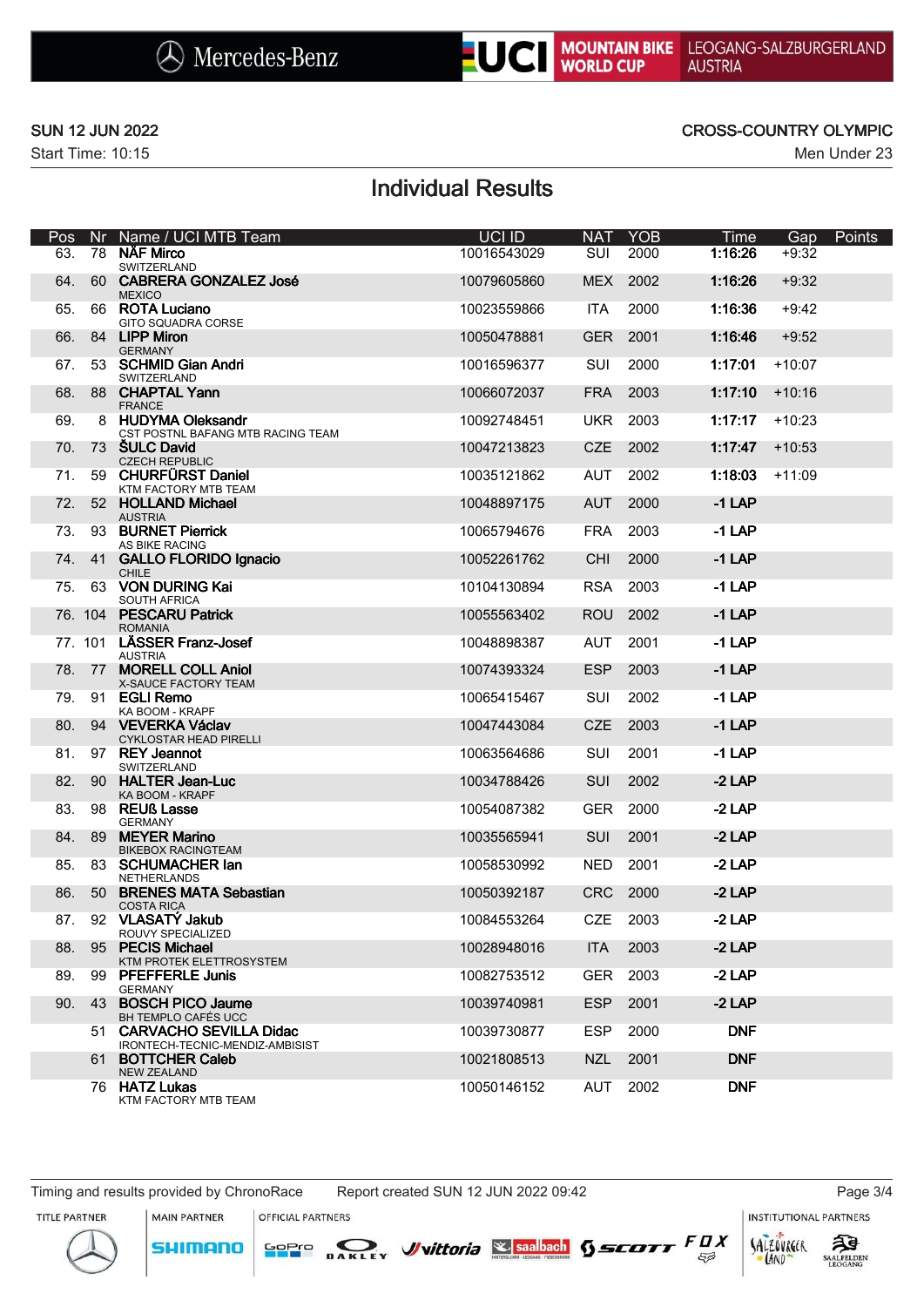SUN 12 JUN 2022

Start Time: 10:15

CROSS-COUNTRY OLYMPIC

Men Under 23

# Individual Results

| Pos | Nr | Name / UCI MTB Team | UCI ID | NAT | YOB | Time | Gap | Points |
|---|---|---|---|---|---|---|---|---|
| 63. | 78 | **NÄF Mirco**<br>SWITZERLAND | 10016543029 | SUI | 2000 | **1:16:26** | +9:32 | |
| 64. | 60 | **CABRERA GONZALEZ José**<br>MEXICO | 10079605860 | MEX | 2002 | **1:16:26** | +9:32 | |
| 65. | 66 | **ROTA Luciano**<br>GITO SQUADRA CORSE | 10023559866 | ITA | 2000 | **1:16:36** | +9:42 | |
| 66. | 84 | **LIPP Miron**<br>GERMANY | 10050478881 | GER | 2001 | **1:16:46** | +9:52 | |
| 67. | 53 | **SCHMID Gian Andri**<br>SWITZERLAND | 10016596377 | SUI | 2000 | **1:17:01** | +10:07 | |
| 68. | 88 | **CHAPTAL Yann**<br>FRANCE | 10066072037 | FRA | 2003 | **1:17:10** | +10:16 | |
| 69. | 8 | **HUDYMA Oleksandr**<br>CST POSTNL BAFANG MTB RACING TEAM | 10092748451 | UKR | 2003 | **1:17:17** | +10:23 | |
| 70. | 73 | **ŠULC David**<br>CZECH REPUBLIC | 10047213823 | CZE | 2002 | **1:17:47** | +10:53 | |
| 71. | 59 | **CHURFÜRST Daniel**<br>KTM FACTORY MTB TEAM | 10035121862 | AUT | 2002 | **1:18:03** | +11:09 | |
| 72. | 52 | **HOLLAND Michael**<br>AUSTRIA | 10048897175 | AUT | 2000 | **-1 LAP** | | |
| 73. | 93 | **BURNET Pierrick**<br>AS BIKE RACING | 10065794676 | FRA | 2003 | **-1 LAP** | | |
| 74. | 41 | **GALLO FLORIDO Ignacio**<br>CHILE | 10052261762 | CHI | 2000 | **-1 LAP** | | |
| 75. | 63 | **VON DURING Kai**<br>SOUTH AFRICA | 10104130894 | RSA | 2003 | **-1 LAP** | | |
| 76. | 104 | **PESCARU Patrick**<br>ROMANIA | 10055563402 | ROU | 2002 | **-1 LAP** | | |
| 77. | 101 | **LÄSSER Franz-Josef**<br>AUSTRIA | 10048898387 | AUT | 2001 | **-1 LAP** | | |
| 78. | 77 | **MORELL COLL Aniol**<br>X-SAUCE FACTORY TEAM | 10074393324 | ESP | 2003 | **-1 LAP** | | |
| 79. | 91 | **EGLI Remo**<br>KA BOOM - KRAPF | 10065415467 | SUI | 2002 | **-1 LAP** | | |
| 80. | 94 | **VEVERKA Václav**<br>CYKLOSTAR HEAD PIRELLI | 10047443084 | CZE | 2003 | **-1 LAP** | | |
| 81. | 97 | **REY Jeannot**<br>SWITZERLAND | 10063564686 | SUI | 2001 | **-1 LAP** | | |
| 82. | 90 | **HALTER Jean-Luc**<br>KA BOOM - KRAPF | 10034788426 | SUI | 2002 | **-2 LAP** | | |
| 83. | 98 | **REUß Lasse**<br>GERMANY | 10054087382 | GER | 2000 | **-2 LAP** | | |
| 84. | 89 | **MEYER Marino**<br>BIKEBOX RACINGTEAM | 10035565941 | SUI | 2001 | **-2 LAP** | | |
| 85. | 83 | **SCHUMACHER Ian**<br>NETHERLANDS | 10058530992 | NED | 2001 | **-2 LAP** | | |
| 86. | 50 | **BRENES MATA Sebastian**<br>COSTA RICA | 10050392187 | CRC | 2000 | **-2 LAP** | | |
| 87. | 92 | **VLASATÝ Jakub**<br>ROUVY SPECIALIZED | 10084553264 | CZE | 2003 | **-2 LAP** | | |
| 88. | 95 | **PECIS Michael**<br>KTM PROTEK ELETTROSYSTEM | 10028948016 | ITA | 2003 | **-2 LAP** | | |
| 89. | 99 | **PFEFFERLE Junis**<br>GERMANY | 10082753512 | GER | 2003 | **-2 LAP** | | |
| 90. | 43 | **BOSCH PICO Jaume**<br>BH TEMPLO CAFÉS UCC | 10039740981 | ESP | 2001 | **-2 LAP** | | |
| | 51 | **CARVACHO SEVILLA Didac**<br>IRONTECH-TECNIC-MENDIZ-AMBISIST | 10039730877 | ESP | 2000 | **DNF** | | |
| | 61 | **BOTTCHER Caleb**<br>NEW ZEALAND | 10021808513 | NZL | 2001 | **DNF** | | |
| | 76 | **HATZ Lukas**<br>KTM FACTORY MTB TEAM | 10050146152 | AUT | 2002 | **DNF** | | |

Timing and results provided by ChronoRace    Report created SUN 12 JUN 2022 09:42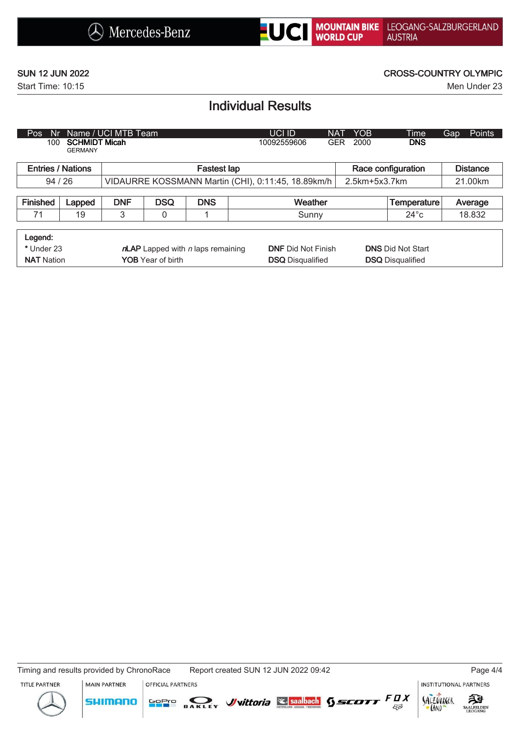SUN 12 JUN 2022

Start Time: 10:15

CROSS-COUNTRY OLYMPIC

Men Under 23

## Individual Results

| Pos | Nr | Name / UCI MTB Team | UCI ID | NAT | YOB | Time | Gap | Points |
|---|---|---|---|---|---|---|---|---|
| | 100 | **SCHMIDT Micah** GERMANY | 10092559606 | GER | 2000 | **DNS** | | |

| Entries / Nations | Fastest lap | Race configuration | Distance |
|---|---|---|---|
| 94 / 26 | VIDAURRE KOSSMANN Martin (CHI), 0:11:45, 18.89km/h | 2.5km+5x3.7km | 21.00km |

| Finished | Lapped | DNF | DSQ | DNS | Weather | Temperature | Average |
|---|---|---|---|---|---|---|---|
| 71 | 19 | 3 | 0 | 1 | Sunny | 24°c | 18.832 |

**Legend:**

| | | | |
|---|---|---|---|
| * Under 23 | ***n*LAP** Lapped with *n* laps remaining | **DNF** Did Not Finish | **DNS** Did Not Start |
| **NAT** Nation | **YOB** Year of birth | **DSQ** Disqualified | **DSQ** Disqualified |

Timing and results provided by ChronoRace    Report created SUN 12 JUN 2022 09:42